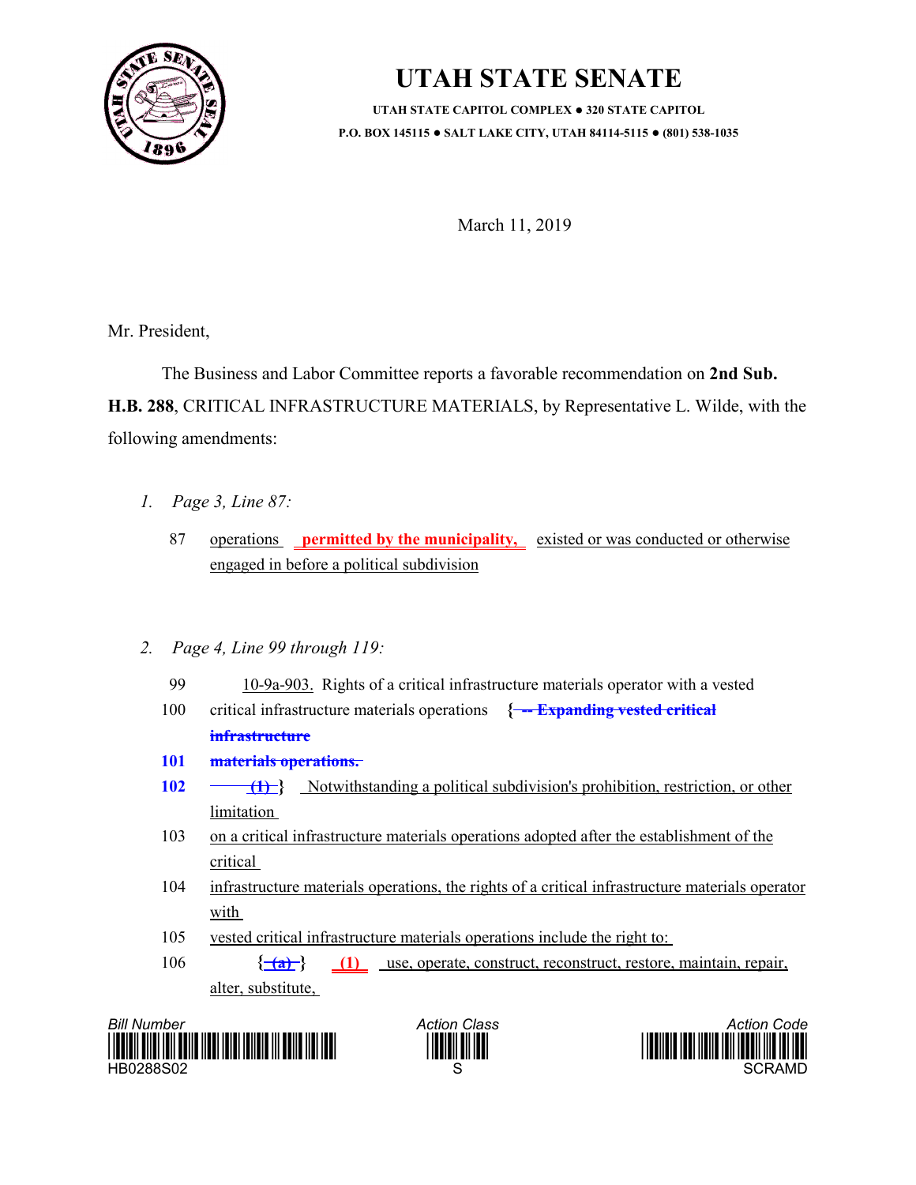# UTAH STATE SENATE

**UTAH STATE CAPITOL COMPLEX ● 320 STATE CAPITOL**
**P.O. BOX 145115 ● SALT LAKE CITY, UTAH 84114-5115 ● (801) 538-1035**

March 11, 2019

Mr. President,

The Business and Labor Committee reports a favorable recommendation on **2nd Sub. H.B. 288**, CRITICAL INFRASTRUCTURE MATERIALS, by Representative L. Wilde, with the following amendments:

1. *Page 3, Line 87:*

   87 operations **permitted by the municipality,** existed or was conducted or otherwise engaged in before a political subdivision

2. *Page 4, Line 99 through 119:*

   99 10-9a-903. Rights of a critical infrastructure materials operator with a vested

   100 critical infrastructure materials operations **{ -- Expanding vested critical infrastructure**

   **101 materials operations.**

   **102** **(1) }** Notwithstanding a political subdivision's prohibition, restriction, or other limitation

   103 on a critical infrastructure materials operations adopted after the establishment of the critical

   104 infrastructure materials operations, the rights of a critical infrastructure materials operator with

   105 vested critical infrastructure materials operations include the right to:

   106 **{ (a) }** **(1)** use, operate, construct, reconstruct, restore, maintain, repair, alter, substitute,

Bill Number HB0288S02 — Action Class S — Action Code SCRAMD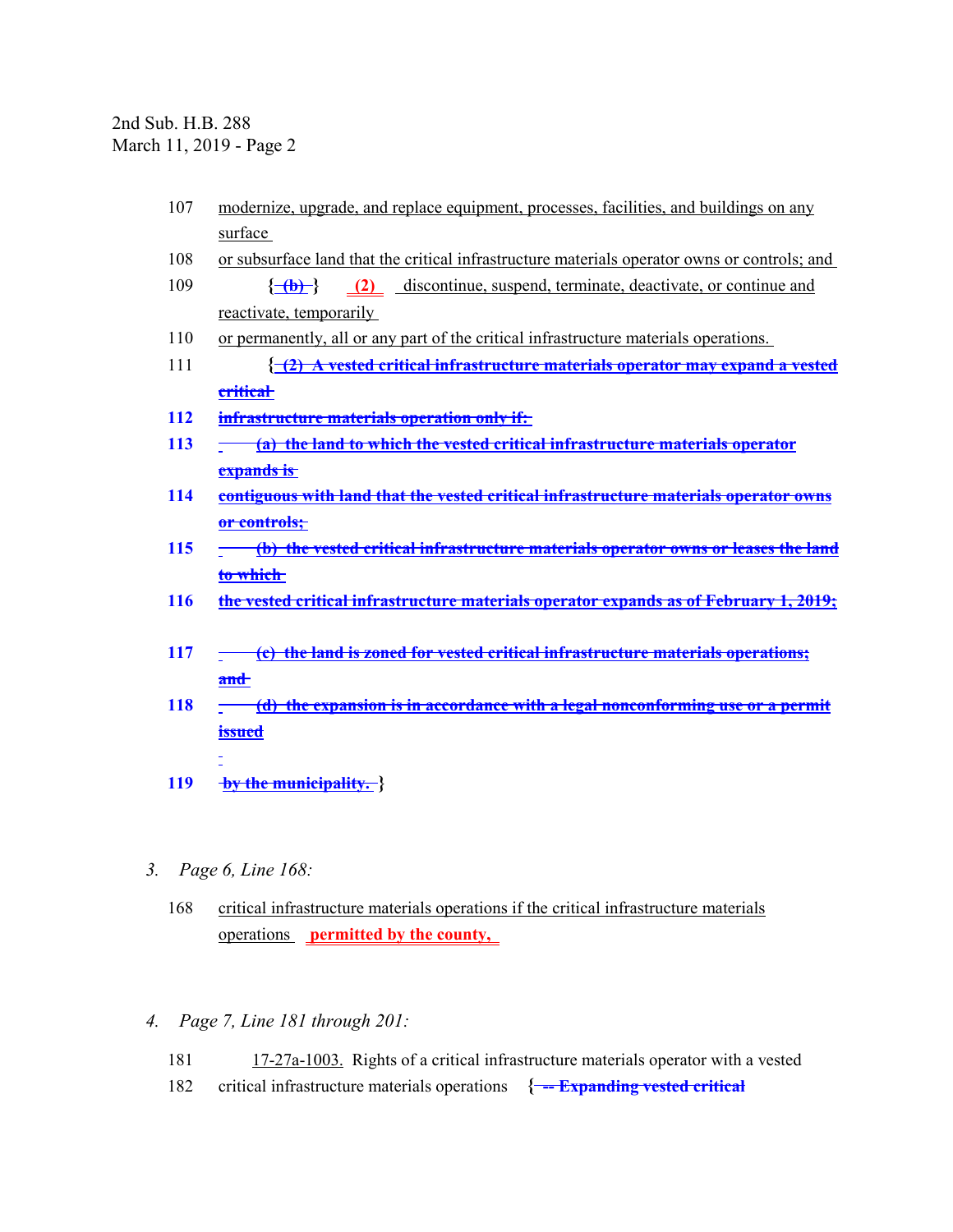107 modernize, upgrade, and replace equipment, processes, facilities, and buildings on any surface

108 or subsurface land that the critical infrastructure materials operator owns or controls; and

109 { ~~(b)~~ } **(2)** discontinue, suspend, terminate, deactivate, or continue and reactivate, temporarily

110 or permanently, all or any part of the critical infrastructure materials operations.

111 { ~~**(2) A vested critical infrastructure materials operator may expand a vested critical**~~

**112** ~~**infrastructure materials operation only if:**~~

**113** ~~**(a) the land to which the vested critical infrastructure materials operator expands is**~~

**114** ~~**contiguous with land that the vested critical infrastructure materials operator owns or controls;**~~

**115** ~~**(b) the vested critical infrastructure materials operator owns or leases the land to which**~~

**116** ~~**the vested critical infrastructure materials operator expands as of February 1, 2019;**~~

**117** ~~**(c) the land is zoned for vested critical infrastructure materials operations; and**~~

**118** ~~**(d) the expansion is in accordance with a legal nonconforming use or a permit issued**~~

**119** ~~**by the municipality.**~~ }

3. *Page 6, Line 168:*

168 critical infrastructure materials operations if the critical infrastructure materials operations **permitted by the county,**

4. *Page 7, Line 181 through 201:*

181 17-27a-1003. Rights of a critical infrastructure materials operator with a vested

182 critical infrastructure materials operations { ~~**-- Expanding vested critical**~~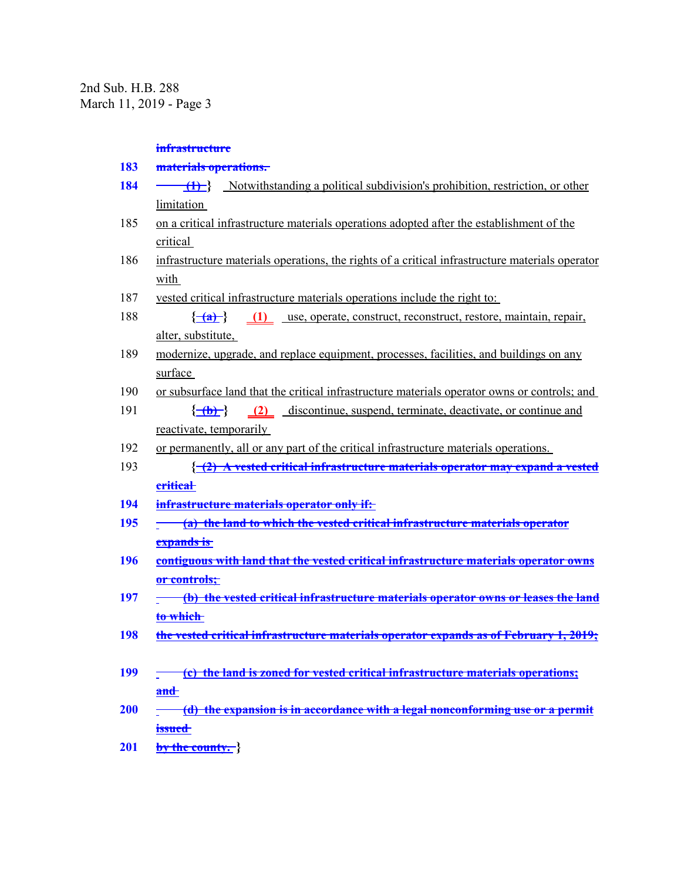infrastructure

183 materials operations.

184 (1) } Notwithstanding a political subdivision's prohibition, restriction, or other limitation

185 on a critical infrastructure materials operations adopted after the establishment of the critical

186 infrastructure materials operations, the rights of a critical infrastructure materials operator with

187 vested critical infrastructure materials operations include the right to:

188 { (a) } (1) use, operate, construct, reconstruct, restore, maintain, repair, alter, substitute,

189 modernize, upgrade, and replace equipment, processes, facilities, and buildings on any surface

190 or subsurface land that the critical infrastructure materials operator owns or controls; and

191 { (b) } (2) discontinue, suspend, terminate, deactivate, or continue and reactivate, temporarily

192 or permanently, all or any part of the critical infrastructure materials operations.

193 { (2) A vested critical infrastructure materials operator may expand a vested critical

194 infrastructure materials operator only if:

195 (a) the land to which the vested critical infrastructure materials operator expands is

196 contiguous with land that the vested critical infrastructure materials operator owns or controls;

197 (b) the vested critical infrastructure materials operator owns or leases the land to which

198 the vested critical infrastructure materials operator expands as of February 1, 2019;

199 (c) the land is zoned for vested critical infrastructure materials operations; and

200 (d) the expansion is in accordance with a legal nonconforming use or a permit issued

201 by the county. }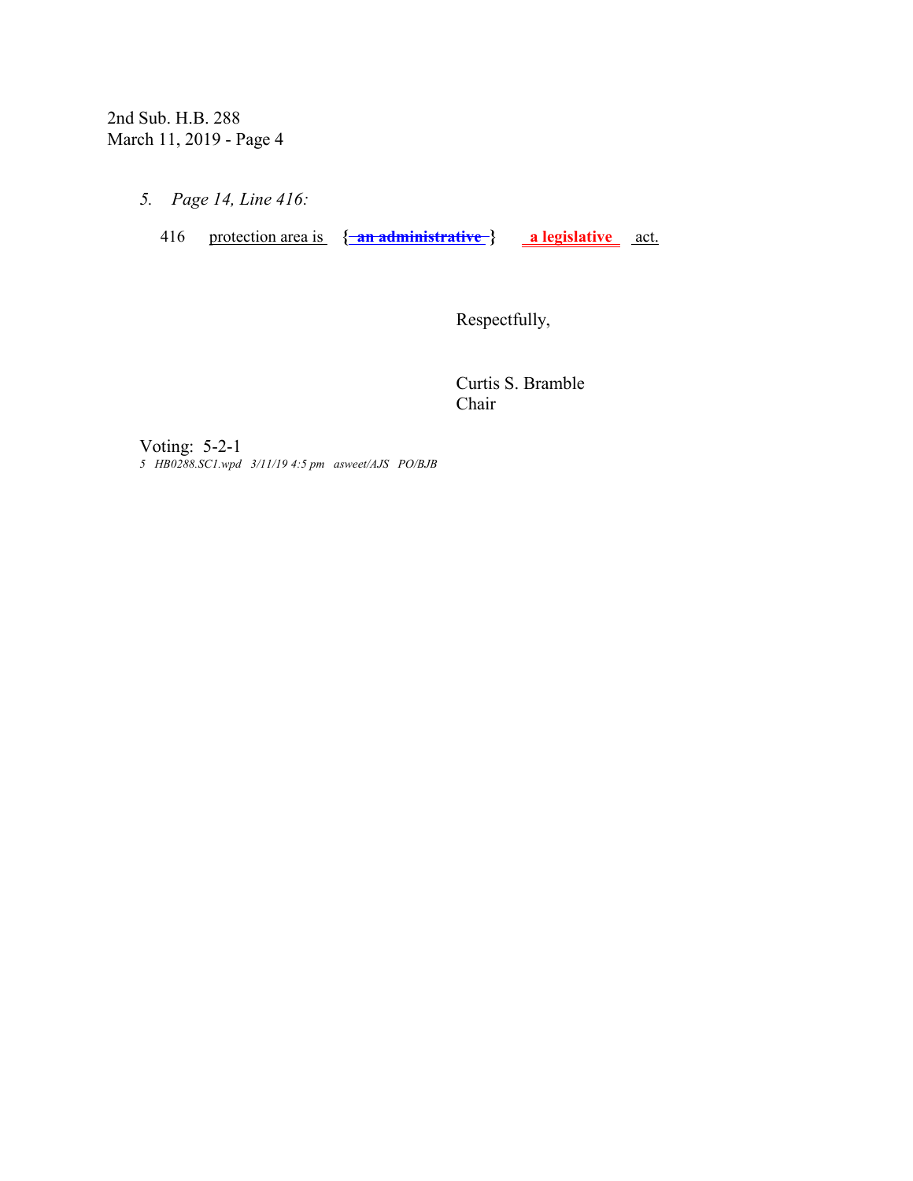*5. Page 14, Line 416:*

416 protection area is {~~an administrative~~} **a legislative** act.

Respectfully,

Curtis S. Bramble
Chair

Voting: 5-2-1

*5 HB0288.SC1.wpd 3/11/19 4:5 pm asweet/AJS PO/BJB*